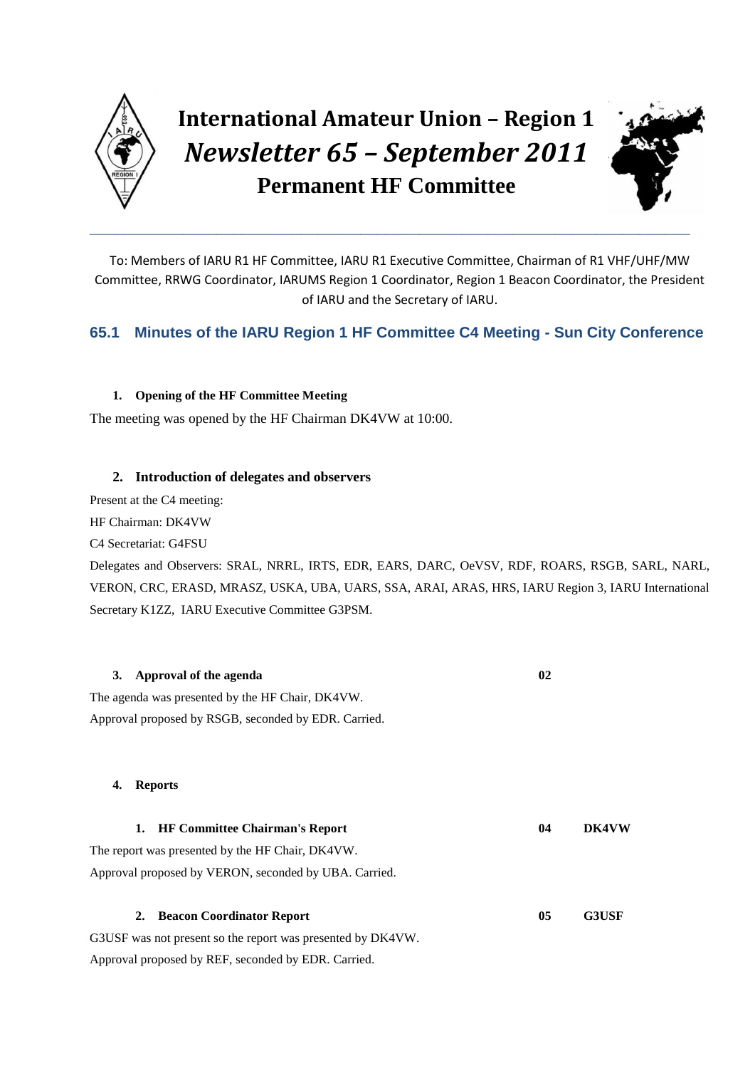# International Amateur Union – Region 1
## *Newsletter 65 – September 2011*
## Permanent HF Committee

---

To: Members of IARU R1 HF Committee, IARU R1 Executive Committee, Chairman of R1 VHF/UHF/MW Committee, RRWG Coordinator, IARUMS Region 1 Coordinator, Region 1 Beacon Coordinator, the President of IARU and the Secretary of IARU.

## 65.1 Minutes of the IARU Region 1 HF Committee C4 Meeting - Sun City Conference

### 1. Opening of the HF Committee Meeting

The meeting was opened by the HF Chairman DK4VW at 10:00.

### 2. Introduction of delegates and observers

Present at the C4 meeting:

HF Chairman: DK4VW

C4 Secretariat: G4FSU

Delegates and Observers: SRAL, NRRL, IRTS, EDR, EARS, DARC, OeVSV, RDF, ROARS, RSGB, SARL, NARL, VERON, CRC, ERASD, MRASZ, USKA, UBA, UARS, SSA, ARAI, ARAS, HRS, IARU Region 3, IARU International Secretary K1ZZ, IARU Executive Committee G3PSM.

### 3. Approval of the agenda — 02

The agenda was presented by the HF Chair, DK4VW.

Approval proposed by RSGB, seconded by EDR. Carried.

### 4. Reports

#### 1. HF Committee Chairman's Report — 04 — DK4VW

The report was presented by the HF Chair, DK4VW.

Approval proposed by VERON, seconded by UBA. Carried.

#### 2. Beacon Coordinator Report — 05 — G3USF

G3USF was not present so the report was presented by DK4VW.

Approval proposed by REF, seconded by EDR. Carried.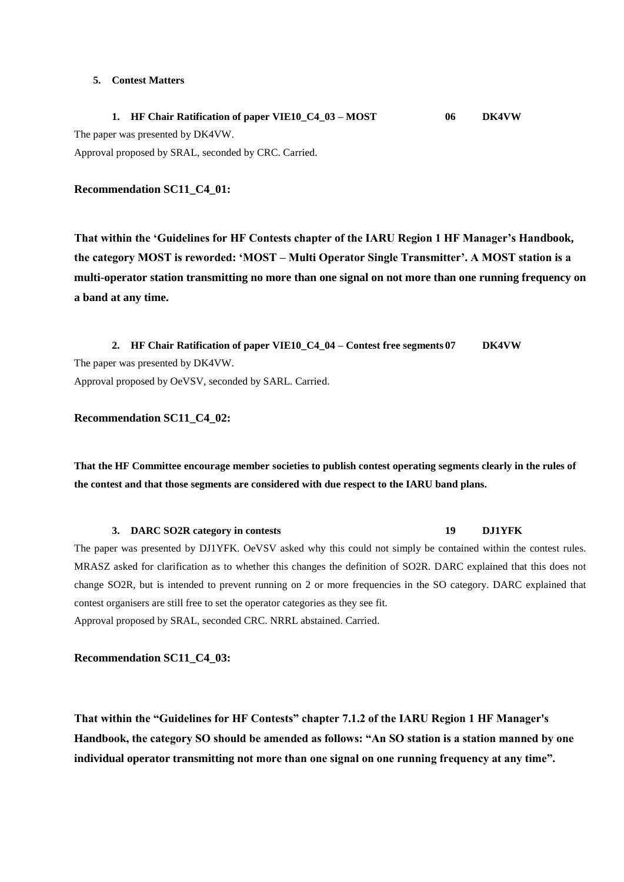**5. Contest Matters**

**1. HF Chair Ratification of paper VIE10_C4_03 – MOST 06 DK4VW**

The paper was presented by DK4VW.

Approval proposed by SRAL, seconded by CRC. Carried.

**Recommendation SC11_C4_01:**

**That within the 'Guidelines for HF Contests chapter of the IARU Region 1 HF Manager's Handbook, the category MOST is reworded: 'MOST – Multi Operator Single Transmitter'. A MOST station is a multi-operator station transmitting no more than one signal on not more than one running frequency on a band at any time.**

**2. HF Chair Ratification of paper VIE10_C4_04 – Contest free segments 07 DK4VW**

The paper was presented by DK4VW.

Approval proposed by OeVSV, seconded by SARL. Carried.

**Recommendation SC11_C4_02:**

**That the HF Committee encourage member societies to publish contest operating segments clearly in the rules of the contest and that those segments are considered with due respect to the IARU band plans.**

**3. DARC SO2R category in contests 19 DJ1YFK**

The paper was presented by DJ1YFK. OeVSV asked why this could not simply be contained within the contest rules. MRASZ asked for clarification as to whether this changes the definition of SO2R. DARC explained that this does not change SO2R, but is intended to prevent running on 2 or more frequencies in the SO category. DARC explained that contest organisers are still free to set the operator categories as they see fit.

Approval proposed by SRAL, seconded CRC. NRRL abstained. Carried.

**Recommendation SC11_C4_03:**

**That within the "Guidelines for HF Contests" chapter 7.1.2 of the IARU Region 1 HF Manager's Handbook, the category SO should be amended as follows: "An SO station is a station manned by one individual operator transmitting not more than one signal on one running frequency at any time".**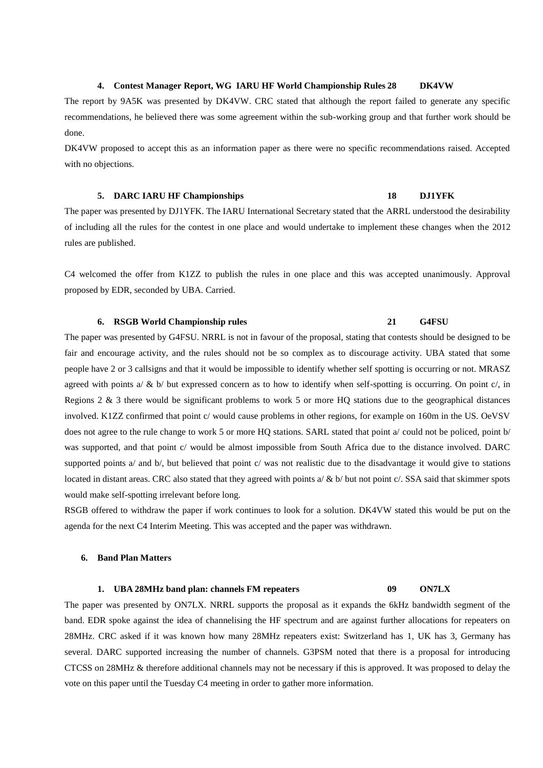#### 4. Contest Manager Report, WG IARU HF World Championship Rules 28 DK4VW

The report by 9A5K was presented by DK4VW. CRC stated that although the report failed to generate any specific recommendations, he believed there was some agreement within the sub-working group and that further work should be done.

DK4VW proposed to accept this as an information paper as there were no specific recommendations raised. Accepted with no objections.

#### 5. DARC IARU HF Championships 18 DJ1YFK

The paper was presented by DJ1YFK. The IARU International Secretary stated that the ARRL understood the desirability of including all the rules for the contest in one place and would undertake to implement these changes when the 2012 rules are published.

C4 welcomed the offer from K1ZZ to publish the rules in one place and this was accepted unanimously. Approval proposed by EDR, seconded by UBA. Carried.

#### 6. RSGB World Championship rules 21 G4FSU

The paper was presented by G4FSU. NRRL is not in favour of the proposal, stating that contests should be designed to be fair and encourage activity, and the rules should not be so complex as to discourage activity. UBA stated that some people have 2 or 3 callsigns and that it would be impossible to identify whether self spotting is occurring or not. MRASZ agreed with points a/ & b/ but expressed concern as to how to identify when self-spotting is occurring. On point c/, in Regions 2 & 3 there would be significant problems to work 5 or more HQ stations due to the geographical distances involved. K1ZZ confirmed that point c/ would cause problems in other regions, for example on 160m in the US. OeVSV does not agree to the rule change to work 5 or more HQ stations. SARL stated that point a/ could not be policed, point b/ was supported, and that point c/ would be almost impossible from South Africa due to the distance involved. DARC supported points a/ and b/, but believed that point c/ was not realistic due to the disadvantage it would give to stations located in distant areas. CRC also stated that they agreed with points a/ & b/ but not point c/. SSA said that skimmer spots would make self-spotting irrelevant before long.

RSGB offered to withdraw the paper if work continues to look for a solution. DK4VW stated this would be put on the agenda for the next C4 Interim Meeting. This was accepted and the paper was withdrawn.

### 6. Band Plan Matters

#### 1. UBA 28MHz band plan: channels FM repeaters 09 ON7LX

The paper was presented by ON7LX. NRRL supports the proposal as it expands the 6kHz bandwidth segment of the band. EDR spoke against the idea of channelising the HF spectrum and are against further allocations for repeaters on 28MHz. CRC asked if it was known how many 28MHz repeaters exist: Switzerland has 1, UK has 3, Germany has several. DARC supported increasing the number of channels. G3PSM noted that there is a proposal for introducing CTCSS on 28MHz & therefore additional channels may not be necessary if this is approved. It was proposed to delay the vote on this paper until the Tuesday C4 meeting in order to gather more information.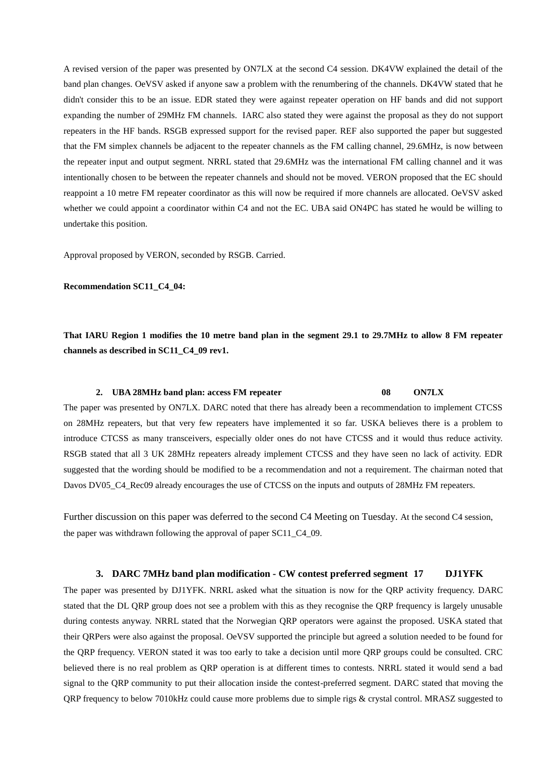A revised version of the paper was presented by ON7LX at the second C4 session. DK4VW explained the detail of the band plan changes. OeVSV asked if anyone saw a problem with the renumbering of the channels. DK4VW stated that he didn't consider this to be an issue. EDR stated they were against repeater operation on HF bands and did not support expanding the number of 29MHz FM channels. IARC also stated they were against the proposal as they do not support repeaters in the HF bands. RSGB expressed support for the revised paper. REF also supported the paper but suggested that the FM simplex channels be adjacent to the repeater channels as the FM calling channel, 29.6MHz, is now between the repeater input and output segment. NRRL stated that 29.6MHz was the international FM calling channel and it was intentionally chosen to be between the repeater channels and should not be moved. VERON proposed that the EC should reappoint a 10 metre FM repeater coordinator as this will now be required if more channels are allocated. OeVSV asked whether we could appoint a coordinator within C4 and not the EC. UBA said ON4PC has stated he would be willing to undertake this position.

Approval proposed by VERON, seconded by RSGB. Carried.

**Recommendation SC11_C4_04:**

**That IARU Region 1 modifies the 10 metre band plan in the segment 29.1 to 29.7MHz to allow 8 FM repeater channels as described in SC11_C4_09 rev1.**

### 2. UBA 28MHz band plan: access FM repeater 08 ON7LX

The paper was presented by ON7LX. DARC noted that there has already been a recommendation to implement CTCSS on 28MHz repeaters, but that very few repeaters have implemented it so far. USKA believes there is a problem to introduce CTCSS as many transceivers, especially older ones do not have CTCSS and it would thus reduce activity. RSGB stated that all 3 UK 28MHz repeaters already implement CTCSS and they have seen no lack of activity. EDR suggested that the wording should be modified to be a recommendation and not a requirement. The chairman noted that Davos DV05_C4_Rec09 already encourages the use of CTCSS on the inputs and outputs of 28MHz FM repeaters.

Further discussion on this paper was deferred to the second C4 Meeting on Tuesday. At the second C4 session, the paper was withdrawn following the approval of paper SC11_C4_09.

### 3. DARC 7MHz band plan modification - CW contest preferred segment 17 DJ1YFK

The paper was presented by DJ1YFK. NRRL asked what the situation is now for the QRP activity frequency. DARC stated that the DL QRP group does not see a problem with this as they recognise the QRP frequency is largely unusable during contests anyway. NRRL stated that the Norwegian QRP operators were against the proposed. USKA stated that their QRPers were also against the proposal. OeVSV supported the principle but agreed a solution needed to be found for the QRP frequency. VERON stated it was too early to take a decision until more QRP groups could be consulted. CRC believed there is no real problem as QRP operation is at different times to contests. NRRL stated it would send a bad signal to the QRP community to put their allocation inside the contest-preferred segment. DARC stated that moving the QRP frequency to below 7010kHz could cause more problems due to simple rigs & crystal control. MRASZ suggested to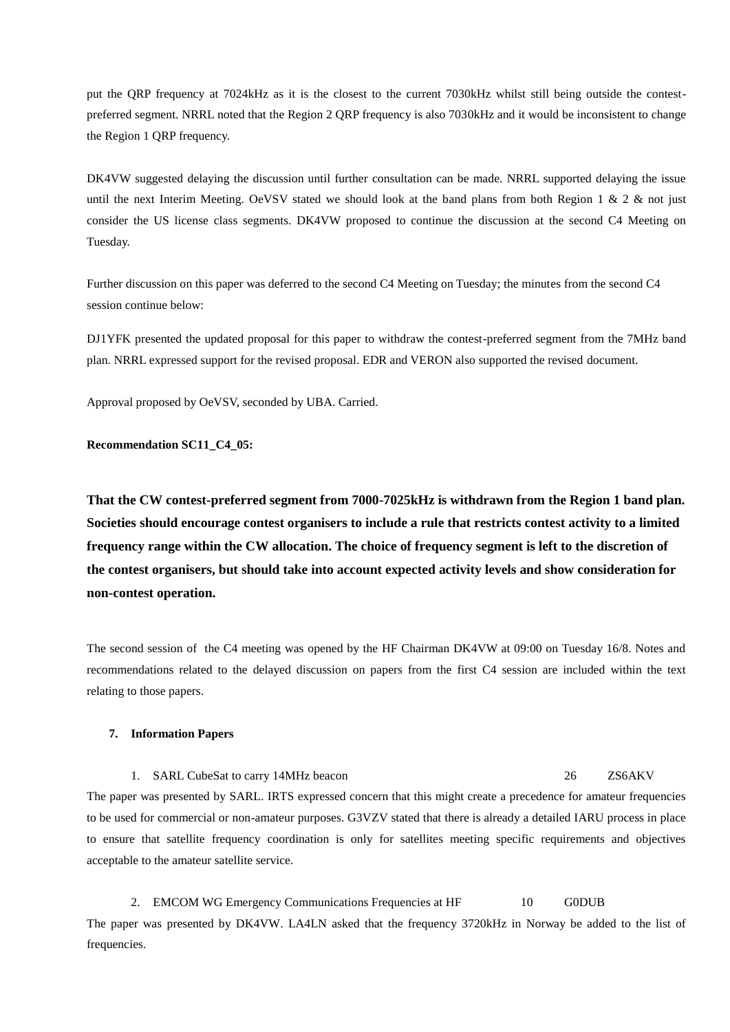put the QRP frequency at 7024kHz as it is the closest to the current 7030kHz whilst still being outside the contest-preferred segment. NRRL noted that the Region 2 QRP frequency is also 7030kHz and it would be inconsistent to change the Region 1 QRP frequency.

DK4VW suggested delaying the discussion until further consultation can be made. NRRL supported delaying the issue until the next Interim Meeting. OeVSV stated we should look at the band plans from both Region 1 & 2 & not just consider the US license class segments. DK4VW proposed to continue the discussion at the second C4 Meeting on Tuesday.

Further discussion on this paper was deferred to the second C4 Meeting on Tuesday; the minutes from the second C4 session continue below:

DJ1YFK presented the updated proposal for this paper to withdraw the contest-preferred segment from the 7MHz band plan. NRRL expressed support for the revised proposal. EDR and VERON also supported the revised document.

Approval proposed by OeVSV, seconded by UBA. Carried.

**Recommendation SC11_C4_05:**

**That the CW contest-preferred segment from 7000-7025kHz is withdrawn from the Region 1 band plan. Societies should encourage contest organisers to include a rule that restricts contest activity to a limited frequency range within the CW allocation. The choice of frequency segment is left to the discretion of the contest organisers, but should take into account expected activity levels and show consideration for non-contest operation.**

The second session of the C4 meeting was opened by the HF Chairman DK4VW at 09:00 on Tuesday 16/8. Notes and recommendations related to the delayed discussion on papers from the first C4 session are included within the text relating to those papers.

### 7. Information Papers

1. SARL CubeSat to carry 14MHz beacon 26 ZS6AKV

The paper was presented by SARL. IRTS expressed concern that this might create a precedence for amateur frequencies to be used for commercial or non-amateur purposes. G3VZV stated that there is already a detailed IARU process in place to ensure that satellite frequency coordination is only for satellites meeting specific requirements and objectives acceptable to the amateur satellite service.

2. EMCOM WG Emergency Communications Frequencies at HF 10 G0DUB

The paper was presented by DK4VW. LA4LN asked that the frequency 3720kHz in Norway be added to the list of frequencies.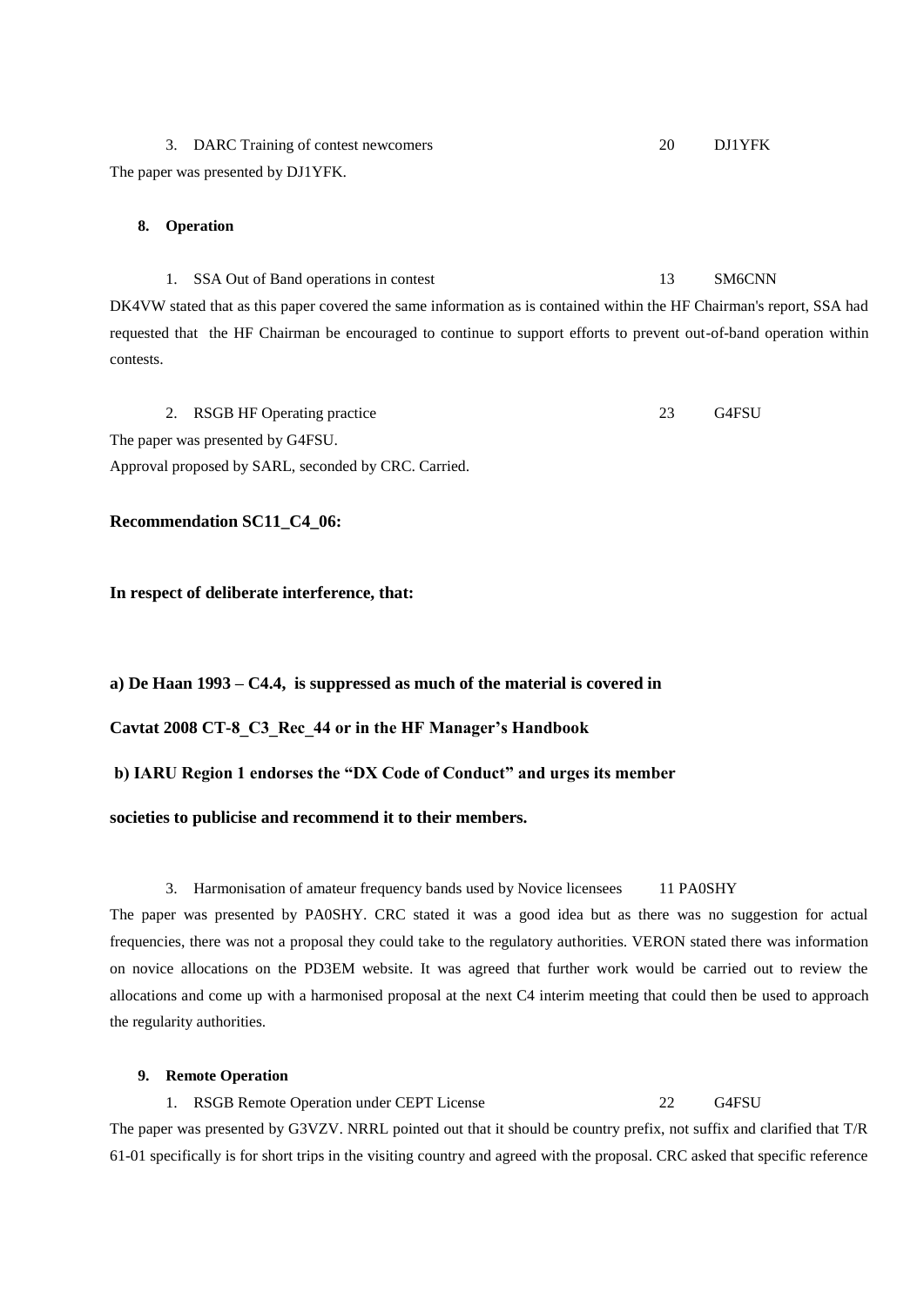3. DARC Training of contest newcomers 20 DJ1YFK

The paper was presented by DJ1YFK.

### 8. Operation

1. SSA Out of Band operations in contest 13 SM6CNN

DK4VW stated that as this paper covered the same information as is contained within the HF Chairman's report, SSA had requested that the HF Chairman be encouraged to continue to support efforts to prevent out-of-band operation within contests.

2. RSGB HF Operating practice 23 G4FSU

The paper was presented by G4FSU.
Approval proposed by SARL, seconded by CRC. Carried.

**Recommendation SC11_C4_06:**

**In respect of deliberate interference, that:**

**a) De Haan 1993 – C4.4, is suppressed as much of the material is covered in Cavtat 2008 CT-8_C3_Rec_44 or in the HF Manager's Handbook**

**b) IARU Region 1 endorses the "DX Code of Conduct" and urges its member societies to publicise and recommend it to their members.**

3. Harmonisation of amateur frequency bands used by Novice licensees 11 PA0SHY

The paper was presented by PA0SHY. CRC stated it was a good idea but as there was no suggestion for actual frequencies, there was not a proposal they could take to the regulatory authorities. VERON stated there was information on novice allocations on the PD3EM website. It was agreed that further work would be carried out to review the allocations and come up with a harmonised proposal at the next C4 interim meeting that could then be used to approach the regularity authorities.

### 9. Remote Operation

1. RSGB Remote Operation under CEPT License 22 G4FSU

The paper was presented by G3VZV. NRRL pointed out that it should be country prefix, not suffix and clarified that T/R 61-01 specifically is for short trips in the visiting country and agreed with the proposal. CRC asked that specific reference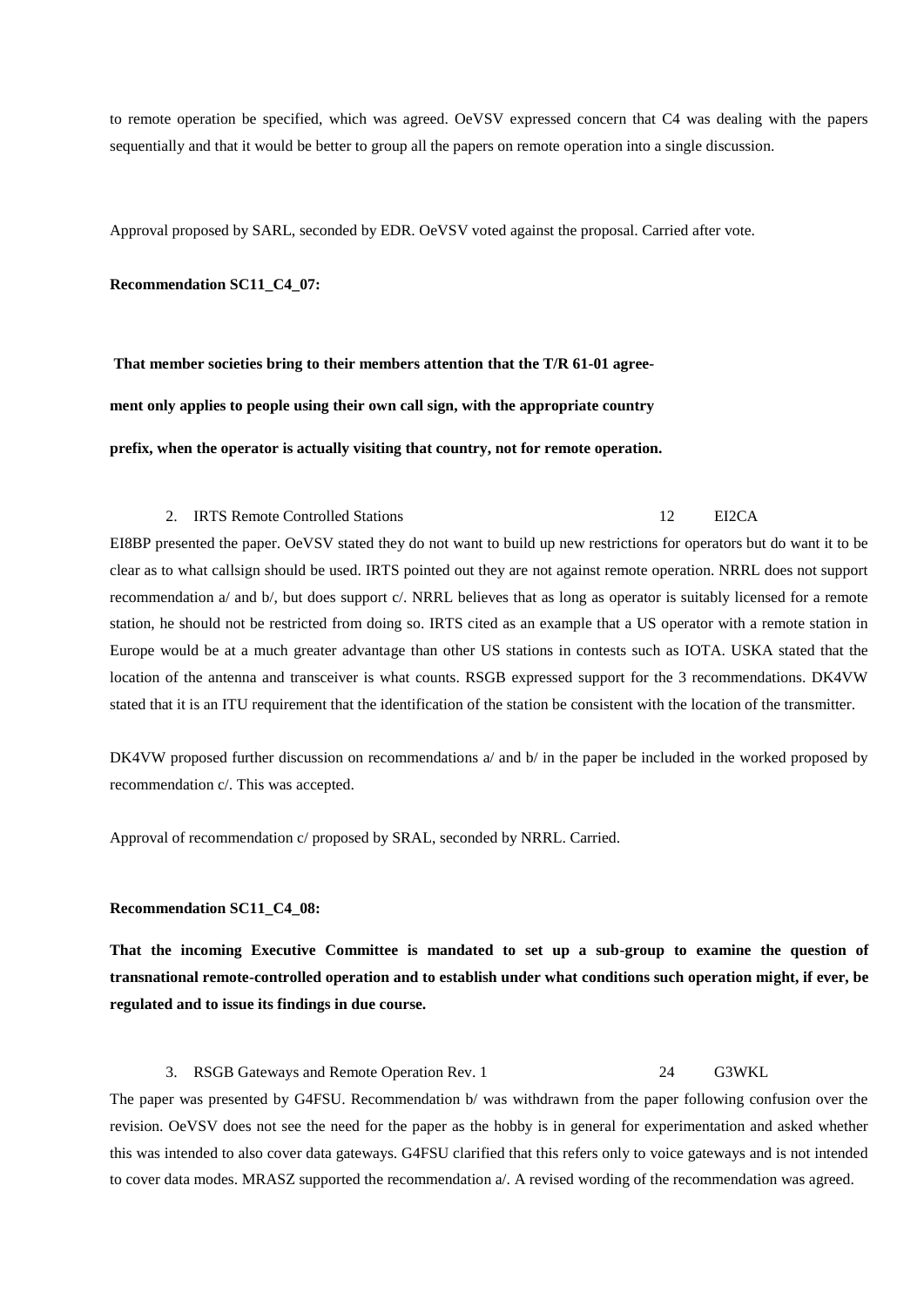to remote operation be specified, which was agreed. OeVSV expressed concern that C4 was dealing with the papers sequentially and that it would be better to group all the papers on remote operation into a single discussion.

Approval proposed by SARL, seconded by EDR. OeVSV voted against the proposal. Carried after vote.

**Recommendation SC11_C4_07:**

**That member societies bring to their members attention that the T/R 61-01 agreement only applies to people using their own call sign, with the appropriate country prefix, when the operator is actually visiting that country, not for remote operation.**

2. IRTS Remote Controlled Stations 12 EI2CA

EI8BP presented the paper. OeVSV stated they do not want to build up new restrictions for operators but do want it to be clear as to what callsign should be used. IRTS pointed out they are not against remote operation. NRRL does not support recommendation a/ and b/, but does support c/. NRRL believes that as long as operator is suitably licensed for a remote station, he should not be restricted from doing so. IRTS cited as an example that a US operator with a remote station in Europe would be at a much greater advantage than other US stations in contests such as IOTA. USKA stated that the location of the antenna and transceiver is what counts. RSGB expressed support for the 3 recommendations. DK4VW stated that it is an ITU requirement that the identification of the station be consistent with the location of the transmitter.

DK4VW proposed further discussion on recommendations a/ and b/ in the paper be included in the worked proposed by recommendation c/. This was accepted.

Approval of recommendation c/ proposed by SRAL, seconded by NRRL. Carried.

**Recommendation SC11_C4_08:**

**That the incoming Executive Committee is mandated to set up a sub-group to examine the question of transnational remote-controlled operation and to establish under what conditions such operation might, if ever, be regulated and to issue its findings in due course.**

3. RSGB Gateways and Remote Operation Rev. 1 24 G3WKL

The paper was presented by G4FSU. Recommendation b/ was withdrawn from the paper following confusion over the revision. OeVSV does not see the need for the paper as the hobby is in general for experimentation and asked whether this was intended to also cover data gateways. G4FSU clarified that this refers only to voice gateways and is not intended to cover data modes. MRASZ supported the recommendation a/. A revised wording of the recommendation was agreed.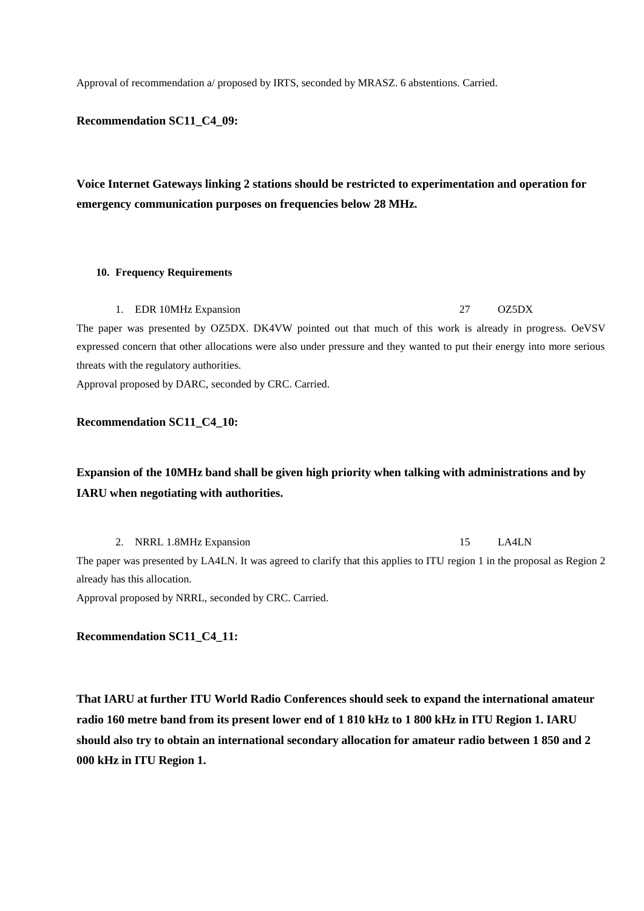Approval of recommendation a/ proposed by IRTS, seconded by MRASZ. 6 abstentions. Carried.

**Recommendation SC11_C4_09:**

**Voice Internet Gateways linking 2 stations should be restricted to experimentation and operation for emergency communication purposes on frequencies below 28 MHz.**

**10. Frequency Requirements**

1. EDR 10MHz Expansion 27 OZ5DX

The paper was presented by OZ5DX. DK4VW pointed out that much of this work is already in progress. OeVSV expressed concern that other allocations were also under pressure and they wanted to put their energy into more serious threats with the regulatory authorities.

Approval proposed by DARC, seconded by CRC. Carried.

**Recommendation SC11_C4_10:**

**Expansion of the 10MHz band shall be given high priority when talking with administrations and by IARU when negotiating with authorities.**

2. NRRL 1.8MHz Expansion 15 LA4LN

The paper was presented by LA4LN. It was agreed to clarify that this applies to ITU region 1 in the proposal as Region 2 already has this allocation.

Approval proposed by NRRL, seconded by CRC. Carried.

**Recommendation SC11_C4_11:**

**That IARU at further ITU World Radio Conferences should seek to expand the international amateur radio 160 metre band from its present lower end of 1 810 kHz to 1 800 kHz in ITU Region 1. IARU should also try to obtain an international secondary allocation for amateur radio between 1 850 and 2 000 kHz in ITU Region 1.**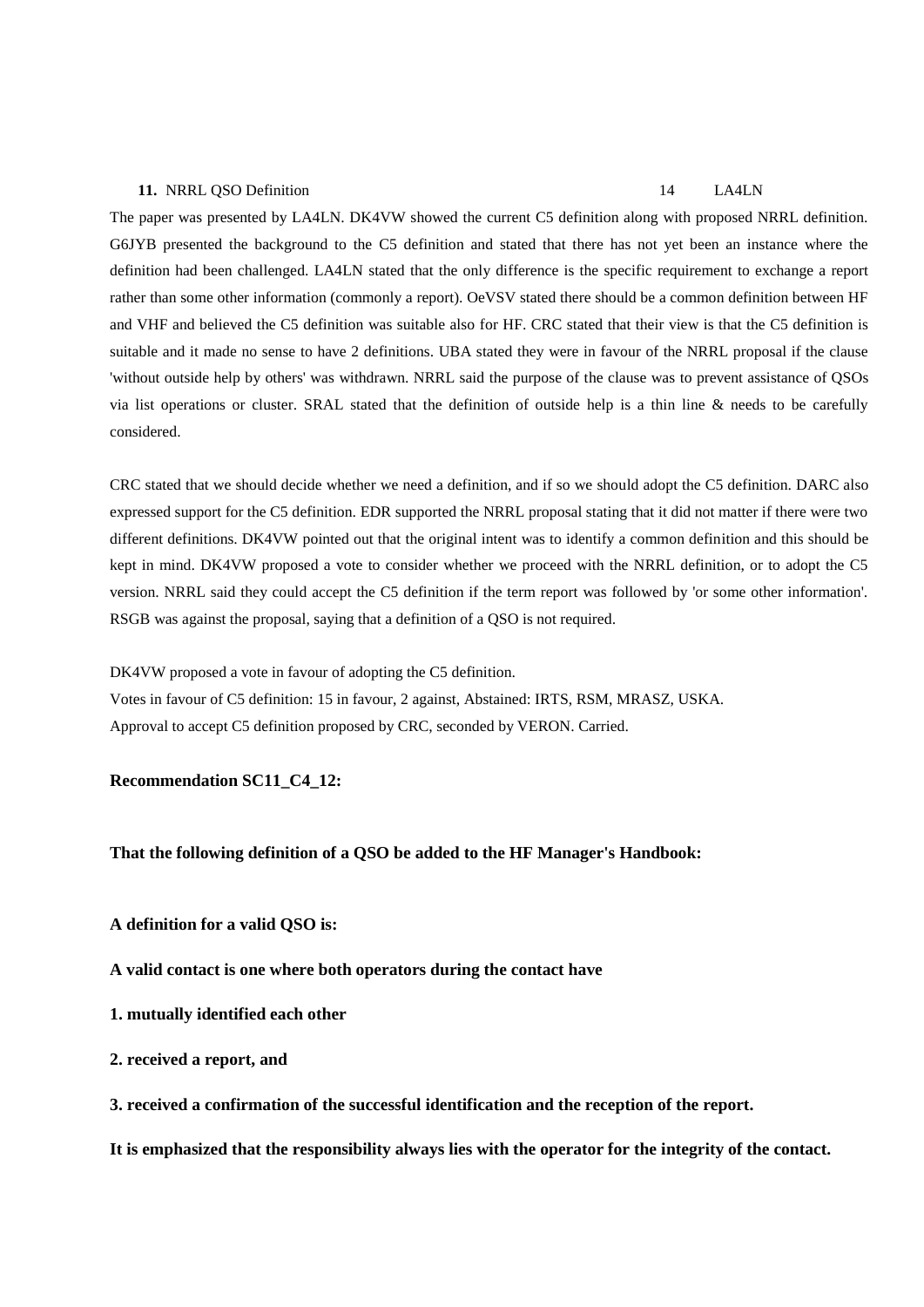**11.** NRRL QSO Definition 14 LA4LN

The paper was presented by LA4LN. DK4VW showed the current C5 definition along with proposed NRRL definition. G6JYB presented the background to the C5 definition and stated that there has not yet been an instance where the definition had been challenged. LA4LN stated that the only difference is the specific requirement to exchange a report rather than some other information (commonly a report). OeVSV stated there should be a common definition between HF and VHF and believed the C5 definition was suitable also for HF. CRC stated that their view is that the C5 definition is suitable and it made no sense to have 2 definitions. UBA stated they were in favour of the NRRL proposal if the clause 'without outside help by others' was withdrawn. NRRL said the purpose of the clause was to prevent assistance of QSOs via list operations or cluster. SRAL stated that the definition of outside help is a thin line & needs to be carefully considered.

CRC stated that we should decide whether we need a definition, and if so we should adopt the C5 definition. DARC also expressed support for the C5 definition. EDR supported the NRRL proposal stating that it did not matter if there were two different definitions. DK4VW pointed out that the original intent was to identify a common definition and this should be kept in mind. DK4VW proposed a vote to consider whether we proceed with the NRRL definition, or to adopt the C5 version. NRRL said they could accept the C5 definition if the term report was followed by 'or some other information'. RSGB was against the proposal, saying that a definition of a QSO is not required.

DK4VW proposed a vote in favour of adopting the C5 definition.
Votes in favour of C5 definition: 15 in favour, 2 against, Abstained: IRTS, RSM, MRASZ, USKA.
Approval to accept C5 definition proposed by CRC, seconded by VERON. Carried.

**Recommendation SC11_C4_12:**

**That the following definition of a QSO be added to the HF Manager's Handbook:**

**A definition for a valid QSO is:**

**A valid contact is one where both operators during the contact have**

**1. mutually identified each other**

**2. received a report, and**

**3. received a confirmation of the successful identification and the reception of the report.**

**It is emphasized that the responsibility always lies with the operator for the integrity of the contact.**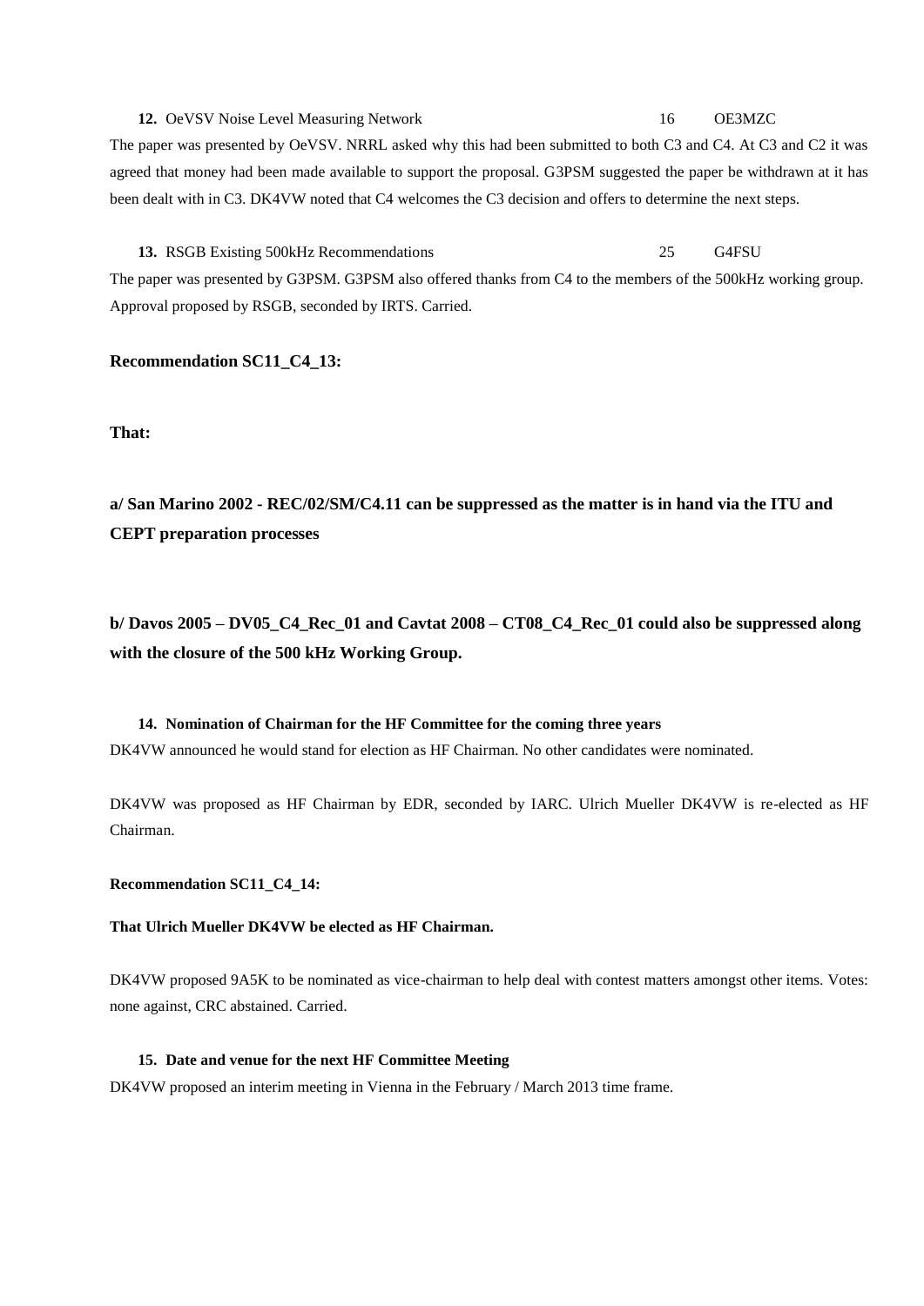**12.** OeVSV Noise Level Measuring Network 16 OE3MZC

The paper was presented by OeVSV. NRRL asked why this had been submitted to both C3 and C4. At C3 and C2 it was agreed that money had been made available to support the proposal. G3PSM suggested the paper be withdrawn at it has been dealt with in C3. DK4VW noted that C4 welcomes the C3 decision and offers to determine the next steps.

**13.** RSGB Existing 500kHz Recommendations 25 G4FSU

The paper was presented by G3PSM. G3PSM also offered thanks from C4 to the members of the 500kHz working group. Approval proposed by RSGB, seconded by IRTS. Carried.

**Recommendation SC11_C4_13:**

**That:**

**a/ San Marino 2002 - REC/02/SM/C4.11 can be suppressed as the matter is in hand via the ITU and CEPT preparation processes**

**b/ Davos 2005 – DV05_C4_Rec_01 and Cavtat 2008 – CT08_C4_Rec_01 could also be suppressed along with the closure of the 500 kHz Working Group.**

**14. Nomination of Chairman for the HF Committee for the coming three years**

DK4VW announced he would stand for election as HF Chairman. No other candidates were nominated.

DK4VW was proposed as HF Chairman by EDR, seconded by IARC. Ulrich Mueller DK4VW is re-elected as HF Chairman.

**Recommendation SC11_C4_14:**

**That Ulrich Mueller DK4VW be elected as HF Chairman.**

DK4VW proposed 9A5K to be nominated as vice-chairman to help deal with contest matters amongst other items. Votes: none against, CRC abstained. Carried.

**15. Date and venue for the next HF Committee Meeting**

DK4VW proposed an interim meeting in Vienna in the February / March 2013 time frame.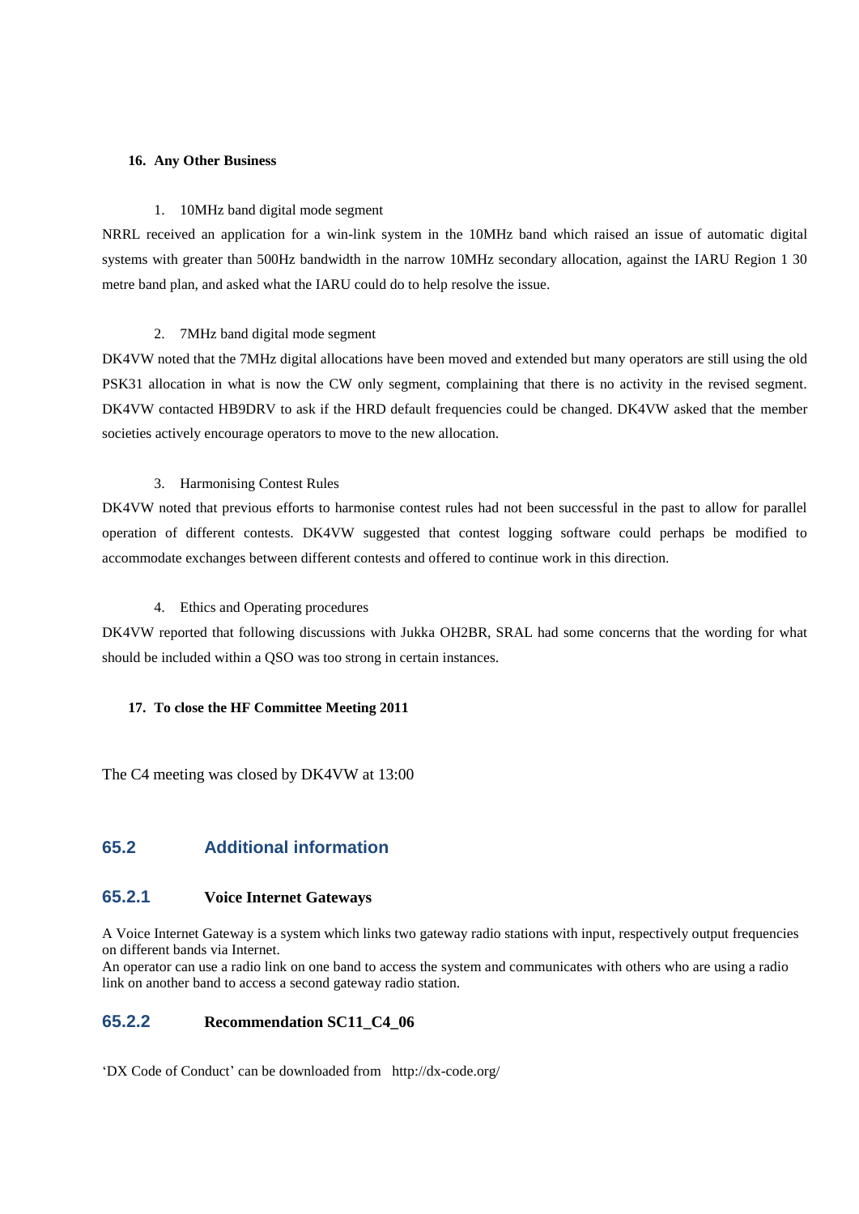**16. Any Other Business**

1. 10MHz band digital mode segment

NRRL received an application for a win-link system in the 10MHz band which raised an issue of automatic digital systems with greater than 500Hz bandwidth in the narrow 10MHz secondary allocation, against the IARU Region 1 30 metre band plan, and asked what the IARU could do to help resolve the issue.

2. 7MHz band digital mode segment

DK4VW noted that the 7MHz digital allocations have been moved and extended but many operators are still using the old PSK31 allocation in what is now the CW only segment, complaining that there is no activity in the revised segment. DK4VW contacted HB9DRV to ask if the HRD default frequencies could be changed. DK4VW asked that the member societies actively encourage operators to move to the new allocation.

3. Harmonising Contest Rules

DK4VW noted that previous efforts to harmonise contest rules had not been successful in the past to allow for parallel operation of different contests. DK4VW suggested that contest logging software could perhaps be modified to accommodate exchanges between different contests and offered to continue work in this direction.

4. Ethics and Operating procedures

DK4VW reported that following discussions with Jukka OH2BR, SRAL had some concerns that the wording for what should be included within a QSO was too strong in certain instances.

**17. To close the HF Committee Meeting 2011**

The C4 meeting was closed by DK4VW at 13:00

## 65.2 Additional information

### 65.2.1 Voice Internet Gateways

A Voice Internet Gateway is a system which links two gateway radio stations with input, respectively output frequencies on different bands via Internet.
An operator can use a radio link on one band to access the system and communicates with others who are using a radio link on another band to access a second gateway radio station.

### 65.2.2 Recommendation SC11_C4_06

'DX Code of Conduct' can be downloaded from http://dx-code.org/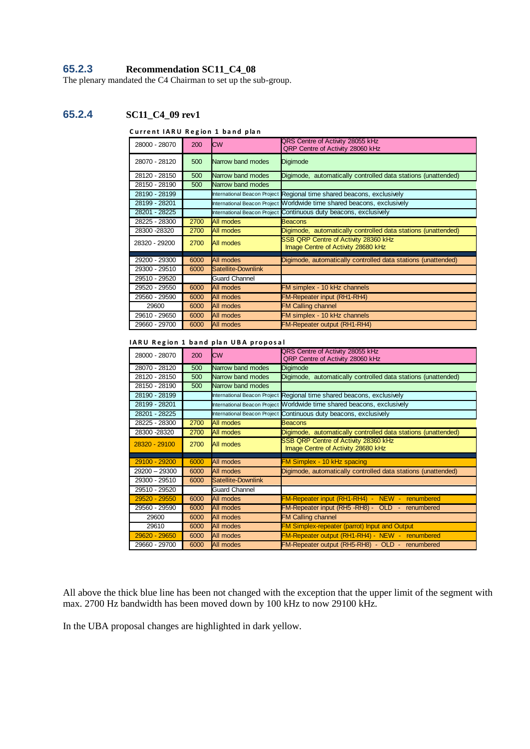### 65.2.3 Recommendation SC11_C4_08

The plenary mandated the C4 Chairman to set up the sub-group.

### 65.2.4 SC11_C4_09 rev1

**Current IARU Region 1 band plan**

| | | | |
|---|---|---|---|
| 28000 - 28070 | 200 | CW | QRS Centre of Activity 28055 kHz<br>QRP Centre of Activity 28060 kHz |
| 28070 - 28120 | 500 | Narrow band modes | Digimode |
| 28120 - 28150 | 500 | Narrow band modes | Digimode, automatically controlled data stations (unattended) |
| 28150 - 28190 | 500 | Narrow band modes | |
| 28190 - 28199 | | International Beacon Project | Regional time shared beacons, exclusively |
| 28199 - 28201 | | International Beacon Project | Worldwide time shared beacons, exclusively |
| 28201 - 28225 | | International Beacon Project | Continuous duty beacons, exclusively |
| 28225 - 28300 | 2700 | All modes | Beacons |
| 28300 -28320 | 2700 | All modes | Digimode, automatically controlled data stations (unattended) |
| 28320 - 29200 | 2700 | All modes | SSB QRP Centre of Activity 28360 kHz<br>Image Centre of Activity 28680 kHz |
| 29200 - 29300 | 6000 | All modes | Digimode, automatically controlled data stations (unattended) |
| 29300 - 29510 | 6000 | Satellite-Downlink | |
| 29510 - 29520 | | Guard Channel | |
| 29520 - 29550 | 6000 | All modes | FM simplex - 10 kHz channels |
| 29560 - 29590 | 6000 | All modes | FM-Repeater input (RH1-RH4) |
| 29600 | 6000 | All modes | FM Calling channel |
| 29610 - 29650 | 6000 | All modes | FM simplex - 10 kHz channels |
| 29660 - 29700 | 6000 | All modes | FM-Repeater output (RH1-RH4) |

**IARU Region 1 band plan UBA proposal**

| | | | |
|---|---|---|---|
| 28000 - 28070 | 200 | CW | QRS Centre of Activity 28055 kHz<br>QRP Centre of Activity 28060 kHz |
| 28070 - 28120 | 500 | Narrow band modes | Digimode |
| 28120 - 28150 | 500 | Narrow band modes | Digimode, automatically controlled data stations (unattended) |
| 28150 - 28190 | 500 | Narrow band modes | |
| 28190 - 28199 | | International Beacon Project | Regional time shared beacons, exclusively |
| 28199 - 28201 | | International Beacon Project | Worldwide time shared beacons, exclusively |
| 28201 - 28225 | | International Beacon Project | Continuous duty beacons, exclusively |
| 28225 - 28300 | 2700 | All modes | Beacons |
| 28300 -28320 | 2700 | All modes | Digimode, automatically controlled data stations (unattended) |
| 28320 - 29100 | 2700 | All modes | SSB QRP Centre of Activity 28360 kHz<br>Image Centre of Activity 28680 kHz |
| 29100 - 29200 | 6000 | All modes | FM Simplex - 10 kHz spacing |
| 29200 – 29300 | 6000 | All modes | Digimode, automatically controlled data stations (unattended) |
| 29300 - 29510 | 6000 | Satellite-Downlink | |
| 29510 - 29520 | | Guard Channel | |
| 29520 - 29550 | 6000 | All modes | FM-Repeater input (RH1-RH4) - NEW - renumbered |
| 29560 - 29590 | 6000 | All modes | FM-Repeater input (RH5 -RH8) - OLD - renumbered |
| 29600 | 6000 | All modes | FM Calling channel |
| 29610 | 6000 | All modes | FM Simplex-repeater (parrot) Input and Output |
| 29620 - 29650 | 6000 | All modes | FM-Repeater output (RH1-RH4) - NEW - renumbered |
| 29660 - 29700 | 6000 | All modes | FM-Repeater output (RH5-RH8) - OLD - renumbered |

All above the thick blue line has been not changed with the exception that the upper limit of the segment with max. 2700 Hz bandwidth has been moved down by 100 kHz to now 29100 kHz.

In the UBA proposal changes are highlighted in dark yellow.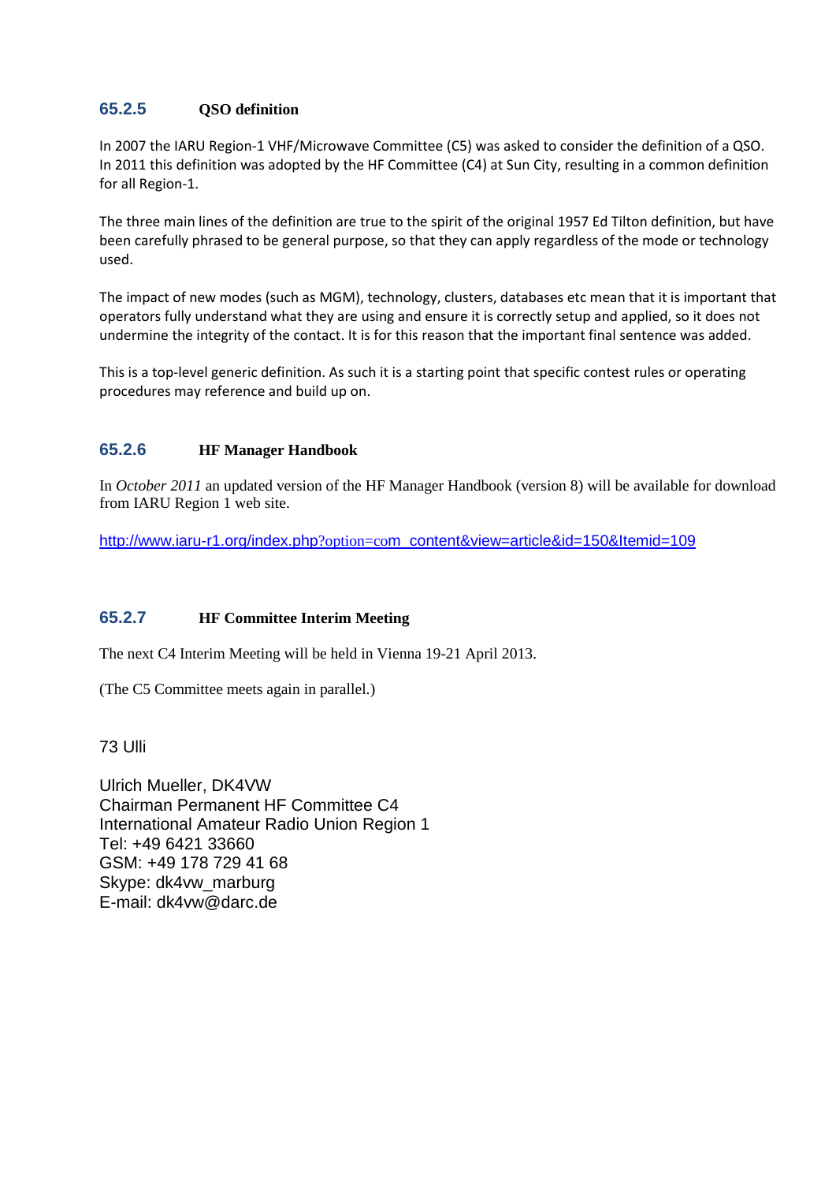### 65.2.5 QSO definition

In 2007 the IARU Region-1 VHF/Microwave Committee (C5) was asked to consider the definition of a QSO. In 2011 this definition was adopted by the HF Committee (C4) at Sun City, resulting in a common definition for all Region-1.

The three main lines of the definition are true to the spirit of the original 1957 Ed Tilton definition, but have been carefully phrased to be general purpose, so that they can apply regardless of the mode or technology used.

The impact of new modes (such as MGM), technology, clusters, databases etc mean that it is important that operators fully understand what they are using and ensure it is correctly setup and applied, so it does not undermine the integrity of the contact. It is for this reason that the important final sentence was added.

This is a top-level generic definition. As such it is a starting point that specific contest rules or operating procedures may reference and build up on.

### 65.2.6 HF Manager Handbook

In *October 2011* an updated version of the HF Manager Handbook (version 8) will be available for download from IARU Region 1 web site.

http://www.iaru-r1.org/index.php?option=com_content&view=article&id=150&Itemid=109

### 65.2.7 HF Committee Interim Meeting

The next C4 Interim Meeting will be held in Vienna 19-21 April 2013.

(The C5 Committee meets again in parallel.)

73 Ulli

Ulrich Mueller, DK4VW
Chairman Permanent HF Committee C4
International Amateur Radio Union Region 1
Tel: +49 6421 33660
GSM: +49 178 729 41 68
Skype: dk4vw_marburg
E-mail: dk4vw@darc.de